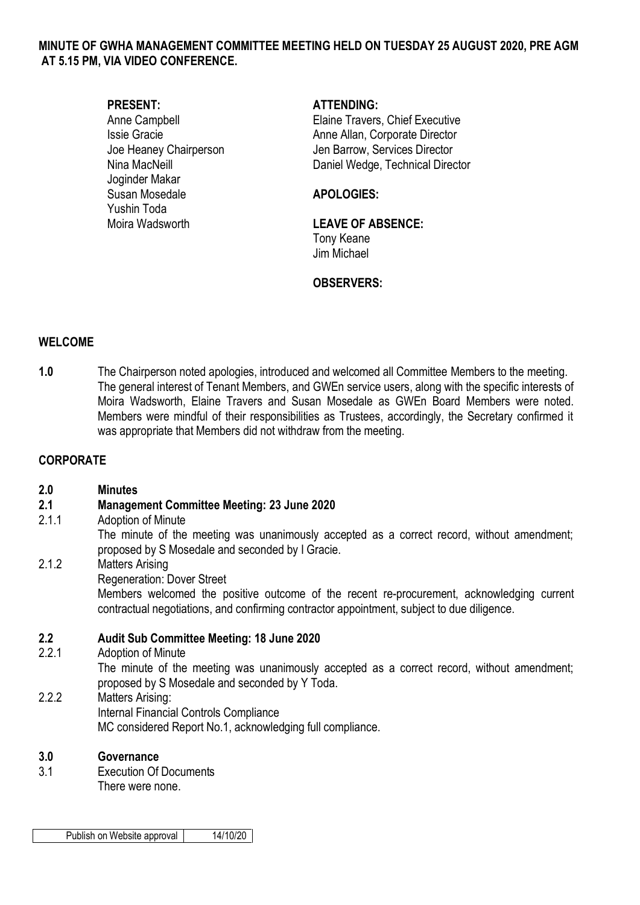**MINUTE OF GWHA MANAGEMENT COMMITTEE MEETING HELD ON TUESDAY 25 AUGUST 2020, PRE AGM AT 5.15 PM, VIA VIDEO CONFERENCE.**

**PRESENT:**
Anne Campbell
Issie Gracie
Joe Heaney Chairperson
Nina MacNeill
Joginder Makar
Susan Mosedale
Yushin Toda
Moira Wadsworth

**ATTENDING:**
Elaine Travers, Chief Executive
Anne Allan, Corporate Director
Jen Barrow, Services Director
Daniel Wedge, Technical Director

**APOLOGIES:**

**LEAVE OF ABSENCE:**
Tony Keane
Jim Michael

**OBSERVERS:**

## WELCOME

**1.0** The Chairperson noted apologies, introduced and welcomed all Committee Members to the meeting. The general interest of Tenant Members, and GWEn service users, along with the specific interests of Moira Wadsworth, Elaine Travers and Susan Mosedale as GWEn Board Members were noted. Members were mindful of their responsibilities as Trustees, accordingly, the Secretary confirmed it was appropriate that Members did not withdraw from the meeting.

## CORPORATE

**2.0 Minutes**

**2.1 Management Committee Meeting: 23 June 2020**

2.1.1 Adoption of Minute
The minute of the meeting was unanimously accepted as a correct record, without amendment; proposed by S Mosedale and seconded by I Gracie.

2.1.2 Matters Arising
Regeneration: Dover Street
Members welcomed the positive outcome of the recent re-procurement, acknowledging current contractual negotiations, and confirming contractor appointment, subject to due diligence.

**2.2 Audit Sub Committee Meeting: 18 June 2020**

2.2.1 Adoption of Minute
The minute of the meeting was unanimously accepted as a correct record, without amendment; proposed by S Mosedale and seconded by Y Toda.

2.2.2 Matters Arising:
Internal Financial Controls Compliance
MC considered Report No.1, acknowledging full compliance.

**3.0 Governance**

3.1 Execution Of Documents
There were none.

| Publish on Website approval | 14/10/20 |
|---|---|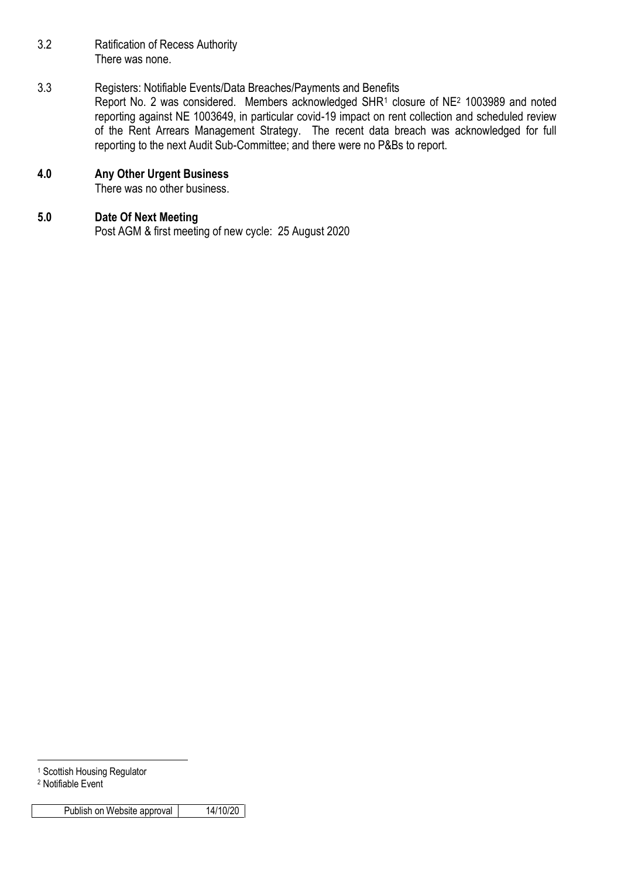3.2 Ratification of Recess Authority

There was none.

3.3 Registers: Notifiable Events/Data Breaches/Payments and Benefits

Report No. 2 was considered. Members acknowledged SHR[1] closure of NE[2] 1003989 and noted reporting against NE 1003649, in particular covid-19 impact on rent collection and scheduled review of the Rent Arrears Management Strategy. The recent data breach was acknowledged for full reporting to the next Audit Sub-Committee; and there were no P&Bs to report.

## 4.0 Any Other Urgent Business

There was no other business.

## 5.0 Date Of Next Meeting

Post AGM & first meeting of new cycle: 25 August 2020

[1] Scottish Housing Regulator

[2] Notifiable Event

| | |
|---|---|
| Publish on Website approval | 14/10/20 |